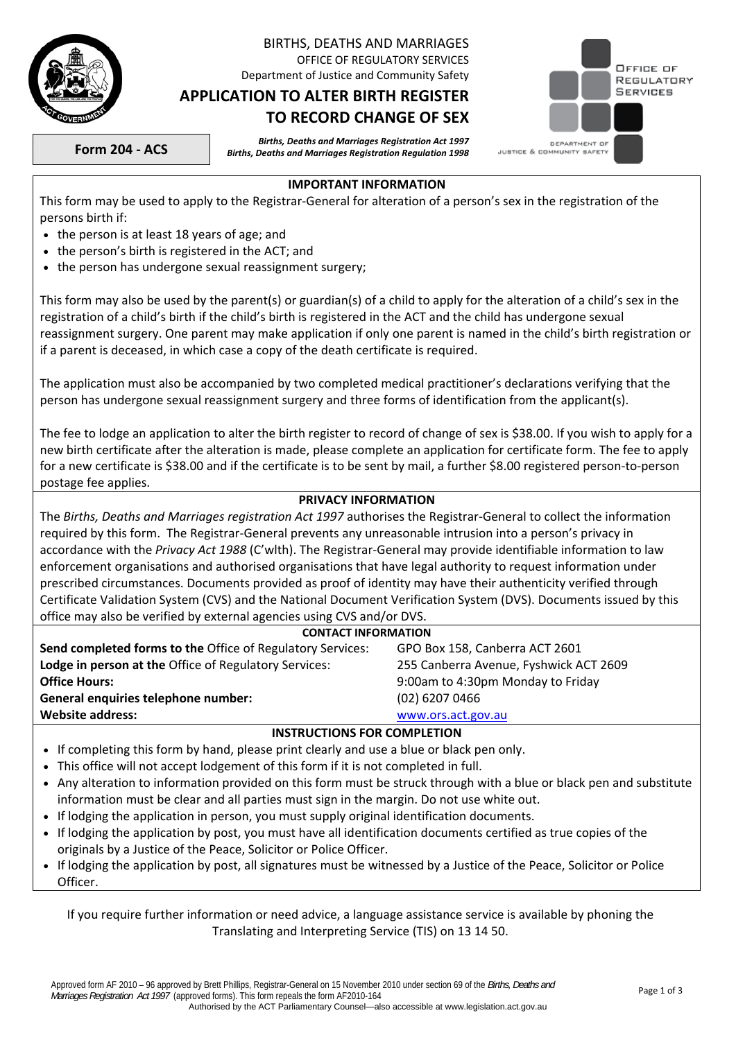BIRTHS, DEATHS AND MARRIAGES
OFFICE OF REGULATORY SERVICES
Department of Justice and Community Safety

# APPLICATION TO ALTER BIRTH REGISTER TO RECORD CHANGE OF SEX

**Form 204 - ACS**

***Births, Deaths and Marriages Registration Act 1997***
***Births, Deaths and Marriages Registration Regulation 1998***

## IMPORTANT INFORMATION

This form may be used to apply to the Registrar-General for alteration of a person's sex in the registration of the persons birth if:

- the person is at least 18 years of age; and
- the person's birth is registered in the ACT; and
- the person has undergone sexual reassignment surgery;

This form may also be used by the parent(s) or guardian(s) of a child to apply for the alteration of a child's sex in the registration of a child's birth if the child's birth is registered in the ACT and the child has undergone sexual reassignment surgery. One parent may make application if only one parent is named in the child's birth registration or if a parent is deceased, in which case a copy of the death certificate is required.

The application must also be accompanied by two completed medical practitioner's declarations verifying that the person has undergone sexual reassignment surgery and three forms of identification from the applicant(s).

The fee to lodge an application to alter the birth register to record of change of sex is $38.00. If you wish to apply for a new birth certificate after the alteration is made, please complete an application for certificate form. The fee to apply for a new certificate is $38.00 and if the certificate is to be sent by mail, a further $8.00 registered person-to-person postage fee applies.

## PRIVACY INFORMATION

The *Births, Deaths and Marriages registration Act 1997* authorises the Registrar-General to collect the information required by this form. The Registrar-General prevents any unreasonable intrusion into a person's privacy in accordance with the *Privacy Act 1988* (C'wlth). The Registrar-General may provide identifiable information to law enforcement organisations and authorised organisations that have legal authority to request information under prescribed circumstances. Documents provided as proof of identity may have their authenticity verified through Certificate Validation System (CVS) and the National Document Verification System (DVS). Documents issued by this office may also be verified by external agencies using CVS and/or DVS.

## CONTACT INFORMATION

| | |
|---|---|
| **Send completed forms to the** Office of Regulatory Services: | GPO Box 158, Canberra ACT 2601 |
| **Lodge in person at the** Office of Regulatory Services: | 255 Canberra Avenue, Fyshwick ACT 2609 |
| **Office Hours:** | 9:00am to 4:30pm Monday to Friday |
| **General enquiries telephone number:** | (02) 6207 0466 |
| **Website address:** | www.ors.act.gov.au |

## INSTRUCTIONS FOR COMPLETION

- If completing this form by hand, please print clearly and use a blue or black pen only.
- This office will not accept lodgement of this form if it is not completed in full.
- Any alteration to information provided on this form must be struck through with a blue or black pen and substitute information must be clear and all parties must sign in the margin. Do not use white out.
- If lodging the application in person, you must supply original identification documents.
- If lodging the application by post, you must have all identification documents certified as true copies of the originals by a Justice of the Peace, Solicitor or Police Officer.
- If lodging the application by post, all signatures must be witnessed by a Justice of the Peace, Solicitor or Police Officer.

If you require further information or need advice, a language assistance service is available by phoning the Translating and Interpreting Service (TIS) on 13 14 50.

Approved form AF 2010 – 96 approved by Brett Phillips, Registrar-General on 15 November 2010 under section 69 of the *Births, Deaths and Marriages Registration Act 1997* (approved forms). This form repeals the form AF2010-164
Authorised by the ACT Parliamentary Counsel—also accessible at www.legislation.act.gov.au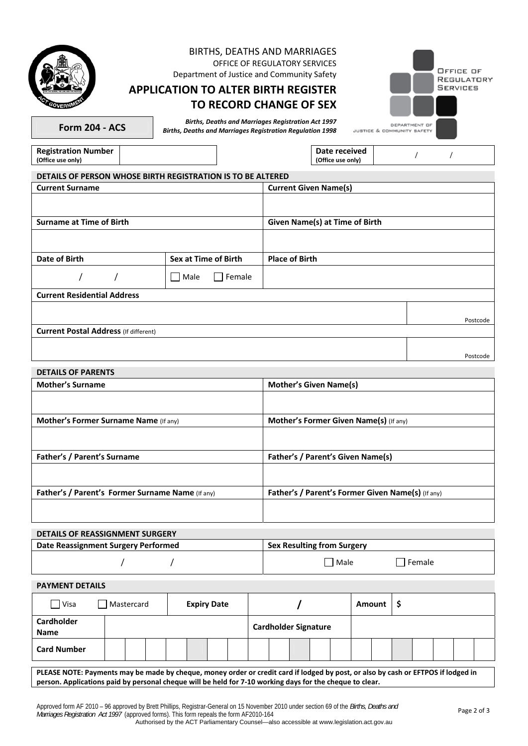BIRTHS, DEATHS AND MARRIAGES

OFFICE OF REGULATORY SERVICES

Department of Justice and Community Safety

# APPLICATION TO ALTER BIRTH REGISTER TO RECORD CHANGE OF SEX

**Form 204 - ACS**

***Births, Deaths and Marriages Registration Act 1997***
***Births, Deaths and Marriages Registration Regulation 1998***

| **Registration Number** (Office use only) | | **Date received** (Office use only) | / / |
|---|---|---|---|

## DETAILS OF PERSON WHOSE BIRTH REGISTRATION IS TO BE ALTERED

| **Current Surname** | | **Current Given Name(s)** |
|---|---|---|
| | | |
| **Surname at Time of Birth** | | **Given Name(s) at Time of Birth** |
| | | |
| **Date of Birth** | **Sex at Time of Birth** | **Place of Birth** |
| / / | ☐ Male ☐ Female | |

| **Current Residential Address** | |
|---|---|
| | Postcode |
| **Current Postal Address** (If different) | |
| | Postcode |

## DETAILS OF PARENTS

| **Mother's Surname** | **Mother's Given Name(s)** |
|---|---|
| | |
| **Mother's Former Surname Name** (If any) | **Mother's Former Given Name(s)** (If any) |
| | |
| **Father's / Parent's Surname** | **Father's / Parent's Given Name(s)** |
| | |
| **Father's / Parent's Former Surname Name** (If any) | **Father's / Parent's Former Given Name(s)** (If any) |
| | |

## DETAILS OF REASSIGNMENT SURGERY

| **Date Reassignment Surgery Performed** | **Sex Resulting from Surgery** |
|---|---|
| / / | ☐ Male ☐ Female |

## PAYMENT DETAILS

| ☐ Visa ☐ Mastercard | **Expiry Date** | / | **Amount** | $ |
|---|---|---|---|---|
| **Cardholder Name** | | **Cardholder Signature** | | |
| **Card Number** | | | | |

**PLEASE NOTE: Payments may be made by cheque, money order or credit card if lodged by post, or also by cash or EFTPOS if lodged in person. Applications paid by personal cheque will be held for 7-10 working days for the cheque to clear.**

Approved form AF 2010 – 96 approved by Brett Phillips, Registrar-General on 15 November 2010 under section 69 of the *Births, Deaths and Marriages Registration Act 1997* (approved forms). This form repeals the form AF2010-164

Authorised by the ACT Parliamentary Counsel—also accessible at www.legislation.act.gov.au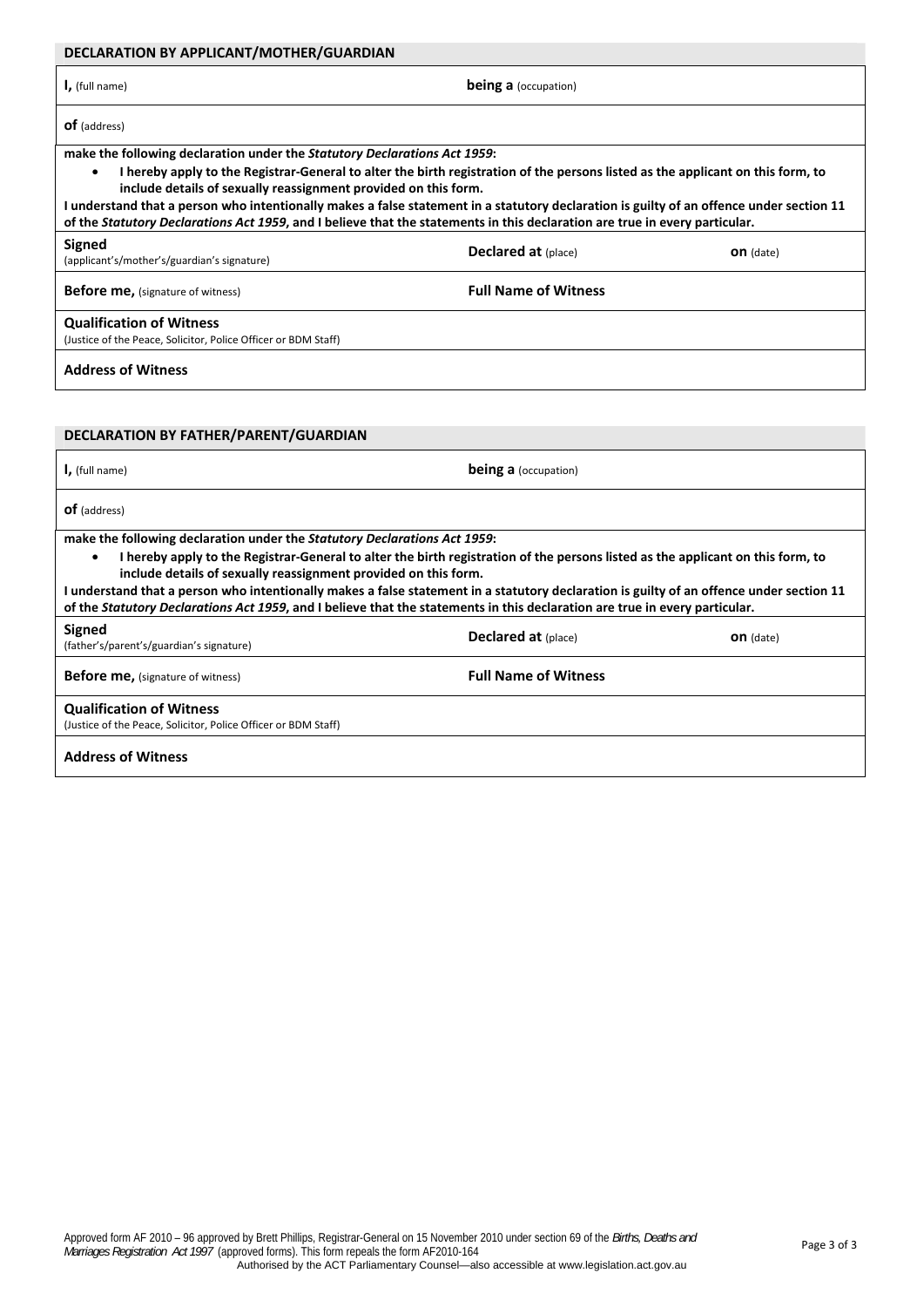## DECLARATION BY APPLICANT/MOTHER/GUARDIAN

| | | |
|---|---|---|
| **I,** (full name) | **being a** (occupation) | |
| **of** (address) | | |

**make the following declaration under the *Statutory Declarations Act 1959*:**

- **I hereby apply to the Registrar-General to alter the birth registration of the persons listed as the applicant on this form, to include details of sexually reassignment provided on this form.**

**I understand that a person who intentionally makes a false statement in a statutory declaration is guilty of an offence under section 11 of the *Statutory Declarations Act 1959*, and I believe that the statements in this declaration are true in every particular.**

| | | |
|---|---|---|
| **Signed** (applicant's/mother's/guardian's signature) | **Declared at** (place) | **on** (date) |
| **Before me,** (signature of witness) | **Full Name of Witness** | |
| **Qualification of Witness** (Justice of the Peace, Solicitor, Police Officer or BDM Staff) | | |
| **Address of Witness** | | |

## DECLARATION BY FATHER/PARENT/GUARDIAN

| | | |
|---|---|---|
| **I,** (full name) | **being a** (occupation) | |
| **of** (address) | | |

**make the following declaration under the *Statutory Declarations Act 1959*:**

- **I hereby apply to the Registrar-General to alter the birth registration of the persons listed as the applicant on this form, to include details of sexually reassignment provided on this form.**

**I understand that a person who intentionally makes a false statement in a statutory declaration is guilty of an offence under section 11 of the *Statutory Declarations Act 1959*, and I believe that the statements in this declaration are true in every particular.**

| | | |
|---|---|---|
| **Signed** (father's/parent's/guardian's signature) | **Declared at** (place) | **on** (date) |
| **Before me,** (signature of witness) | **Full Name of Witness** | |
| **Qualification of Witness** (Justice of the Peace, Solicitor, Police Officer or BDM Staff) | | |
| **Address of Witness** | | |

Approved form AF 2010 – 96 approved by Brett Phillips, Registrar-General on 15 November 2010 under section 69 of the *Births, Deaths and Marriages Registration Act 1997* (approved forms). This form repeals the form AF2010-164

Authorised by the ACT Parliamentary Counsel—also accessible at www.legislation.act.gov.au